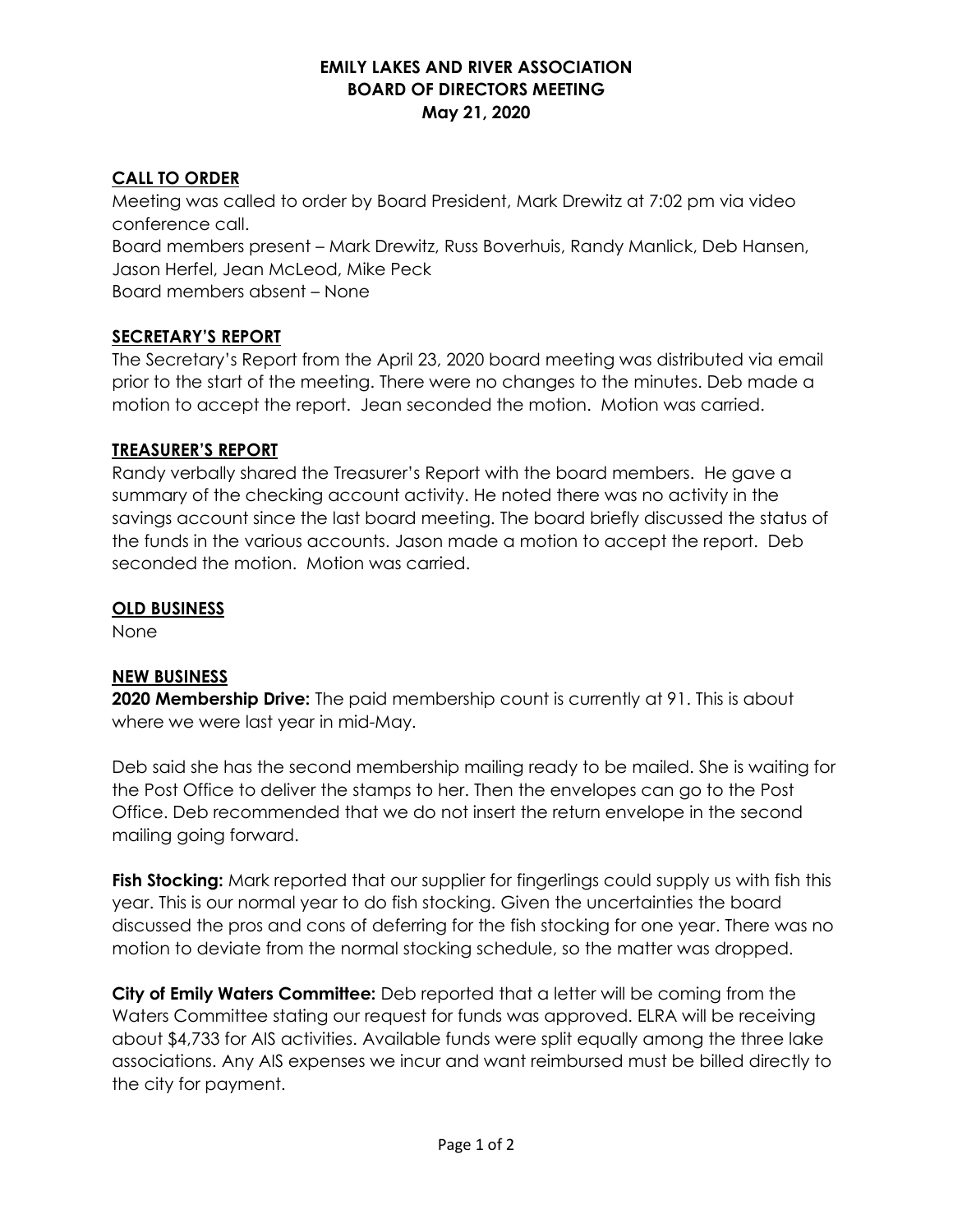# EMILY LAKES AND RIVER ASSOCIATION
## BOARD OF DIRECTORS MEETING
### May 21, 2020

**CALL TO ORDER**

Meeting was called to order by Board President, Mark Drewitz at 7:02 pm via video conference call.
Board members present – Mark Drewitz, Russ Boverhuis, Randy Manlick, Deb Hansen, Jason Herfel, Jean McLeod, Mike Peck
Board members absent – None

**SECRETARY'S REPORT**

The Secretary's Report from the April 23, 2020 board meeting was distributed via email prior to the start of the meeting. There were no changes to the minutes. Deb made a motion to accept the report. Jean seconded the motion. Motion was carried.

**TREASURER'S REPORT**

Randy verbally shared the Treasurer's Report with the board members. He gave a summary of the checking account activity. He noted there was no activity in the savings account since the last board meeting. The board briefly discussed the status of the funds in the various accounts. Jason made a motion to accept the report. Deb seconded the motion. Motion was carried.

**OLD BUSINESS**

None

**NEW BUSINESS**

**2020 Membership Drive:** The paid membership count is currently at 91. This is about where we were last year in mid-May.

Deb said she has the second membership mailing ready to be mailed. She is waiting for the Post Office to deliver the stamps to her. Then the envelopes can go to the Post Office. Deb recommended that we do not insert the return envelope in the second mailing going forward.

**Fish Stocking:** Mark reported that our supplier for fingerlings could supply us with fish this year. This is our normal year to do fish stocking. Given the uncertainties the board discussed the pros and cons of deferring for the fish stocking for one year. There was no motion to deviate from the normal stocking schedule, so the matter was dropped.

**City of Emily Waters Committee:** Deb reported that a letter will be coming from the Waters Committee stating our request for funds was approved. ELRA will be receiving about $4,733 for AIS activities. Available funds were split equally among the three lake associations. Any AIS expenses we incur and want reimbursed must be billed directly to the city for payment.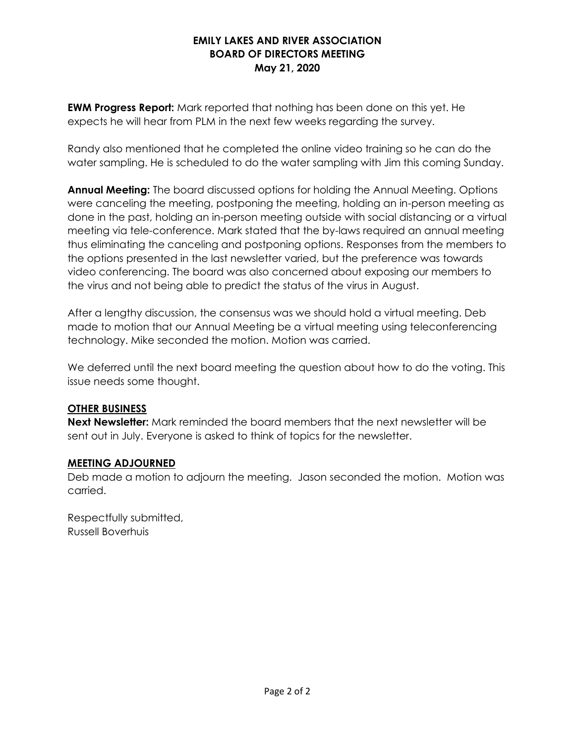**EMILY LAKES AND RIVER ASSOCIATION**
**BOARD OF DIRECTORS MEETING**
**May 21, 2020**

**EWM Progress Report:** Mark reported that nothing has been done on this yet. He expects he will hear from PLM in the next few weeks regarding the survey.

Randy also mentioned that he completed the online video training so he can do the water sampling. He is scheduled to do the water sampling with Jim this coming Sunday.

**Annual Meeting:** The board discussed options for holding the Annual Meeting. Options were canceling the meeting, postponing the meeting, holding an in-person meeting as done in the past, holding an in-person meeting outside with social distancing or a virtual meeting via tele-conference. Mark stated that the by-laws required an annual meeting thus eliminating the canceling and postponing options. Responses from the members to the options presented in the last newsletter varied, but the preference was towards video conferencing. The board was also concerned about exposing our members to the virus and not being able to predict the status of the virus in August.

After a lengthy discussion, the consensus was we should hold a virtual meeting. Deb made to motion that our Annual Meeting be a virtual meeting using teleconferencing technology. Mike seconded the motion. Motion was carried.

We deferred until the next board meeting the question about how to do the voting. This issue needs some thought.

## OTHER BUSINESS

**Next Newsletter:** Mark reminded the board members that the next newsletter will be sent out in July. Everyone is asked to think of topics for the newsletter.

## MEETING ADJOURNED

Deb made a motion to adjourn the meeting. Jason seconded the motion. Motion was carried.

Respectfully submitted,
Russell Boverhuis